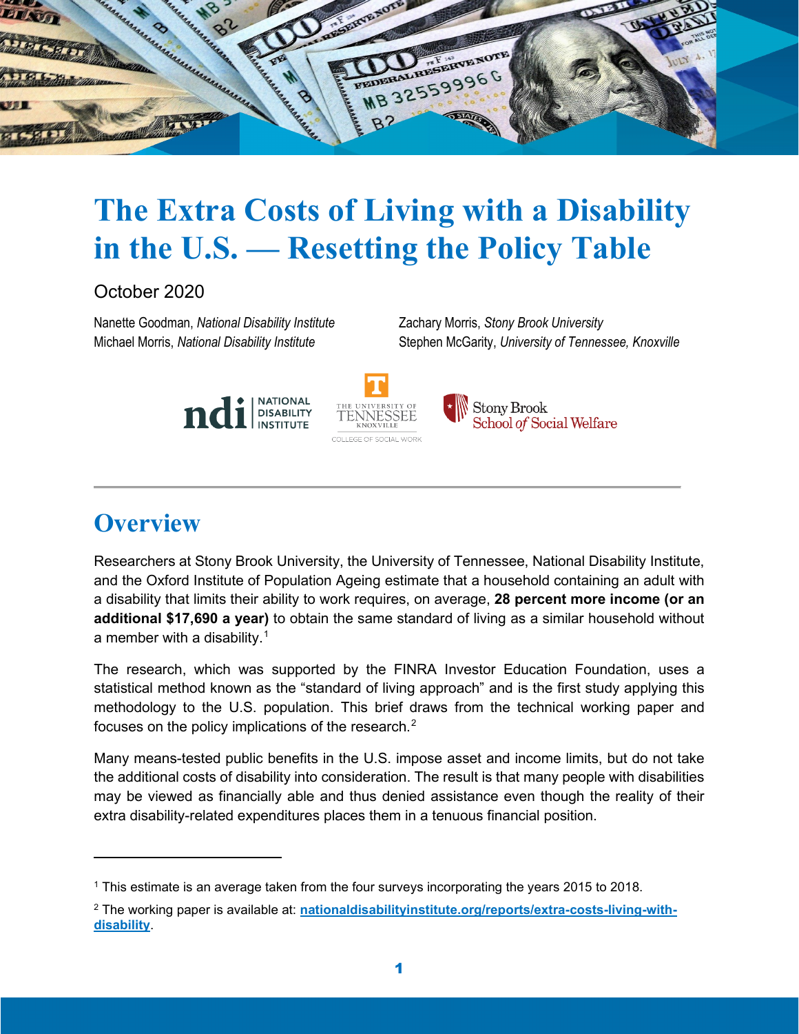# The Extra Costs of Living with a Disability in the U.S. — Resetting the Policy Table

October 2020

Nanette Goodman, *National Disability Institute*
Michael Morris, *National Disability Institute*
Zachary Morris, *Stony Brook University*
Stephen McGarity, *University of Tennessee, Knoxville*

## Overview

Researchers at Stony Brook University, the University of Tennessee, National Disability Institute, and the Oxford Institute of Population Ageing estimate that a household containing an adult with a disability that limits their ability to work requires, on average, **28 percent more income (or an additional $17,690 a year)** to obtain the same standard of living as a similar household without a member with a disability.[1]

The research, which was supported by the FINRA Investor Education Foundation, uses a statistical method known as the "standard of living approach" and is the first study applying this methodology to the U.S. population. This brief draws from the technical working paper and focuses on the policy implications of the research.[2]

Many means-tested public benefits in the U.S. impose asset and income limits, but do not take the additional costs of disability into consideration. The result is that many people with disabilities may be viewed as financially able and thus denied assistance even though the reality of their extra disability-related expenditures places them in a tenuous financial position.

---

[1] This estimate is an average taken from the four surveys incorporating the years 2015 to 2018.

[2] The working paper is available at: **nationaldisabilityinstitute.org/reports/extra-costs-living-with-disability**.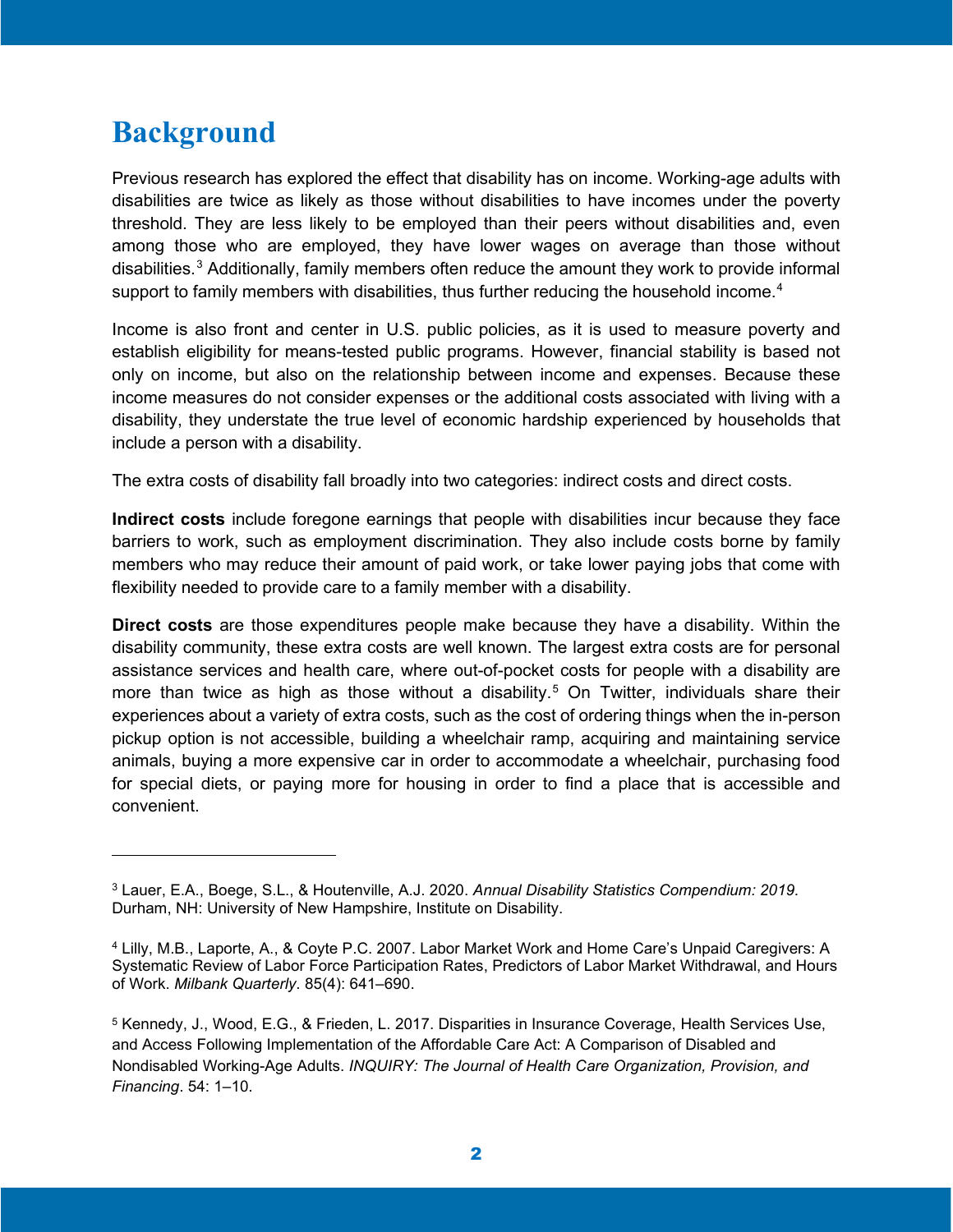# Background

Previous research has explored the effect that disability has on income. Working-age adults with disabilities are twice as likely as those without disabilities to have incomes under the poverty threshold. They are less likely to be employed than their peers without disabilities and, even among those who are employed, they have lower wages on average than those without disabilities.[3] Additionally, family members often reduce the amount they work to provide informal support to family members with disabilities, thus further reducing the household income.[4]

Income is also front and center in U.S. public policies, as it is used to measure poverty and establish eligibility for means-tested public programs. However, financial stability is based not only on income, but also on the relationship between income and expenses. Because these income measures do not consider expenses or the additional costs associated with living with a disability, they understate the true level of economic hardship experienced by households that include a person with a disability.

The extra costs of disability fall broadly into two categories: indirect costs and direct costs.

**Indirect costs** include foregone earnings that people with disabilities incur because they face barriers to work, such as employment discrimination. They also include costs borne by family members who may reduce their amount of paid work, or take lower paying jobs that come with flexibility needed to provide care to a family member with a disability.

**Direct costs** are those expenditures people make because they have a disability. Within the disability community, these extra costs are well known. The largest extra costs are for personal assistance services and health care, where out-of-pocket costs for people with a disability are more than twice as high as those without a disability.[5] On Twitter, individuals share their experiences about a variety of extra costs, such as the cost of ordering things when the in-person pickup option is not accessible, building a wheelchair ramp, acquiring and maintaining service animals, buying a more expensive car in order to accommodate a wheelchair, purchasing food for special diets, or paying more for housing in order to find a place that is accessible and convenient.

---

[3] Lauer, E.A., Boege, S.L., & Houtenville, A.J. 2020. *Annual Disability Statistics Compendium: 2019.* Durham, NH: University of New Hampshire, Institute on Disability.

[4] Lilly, M.B., Laporte, A., & Coyte P.C. 2007. Labor Market Work and Home Care's Unpaid Caregivers: A Systematic Review of Labor Force Participation Rates, Predictors of Labor Market Withdrawal, and Hours of Work. *Milbank Quarterly*. 85(4): 641–690.

[5] Kennedy, J., Wood, E.G., & Frieden, L. 2017. Disparities in Insurance Coverage, Health Services Use, and Access Following Implementation of the Affordable Care Act: A Comparison of Disabled and Nondisabled Working-Age Adults. *INQUIRY: The Journal of Health Care Organization, Provision, and Financing*. 54: 1–10.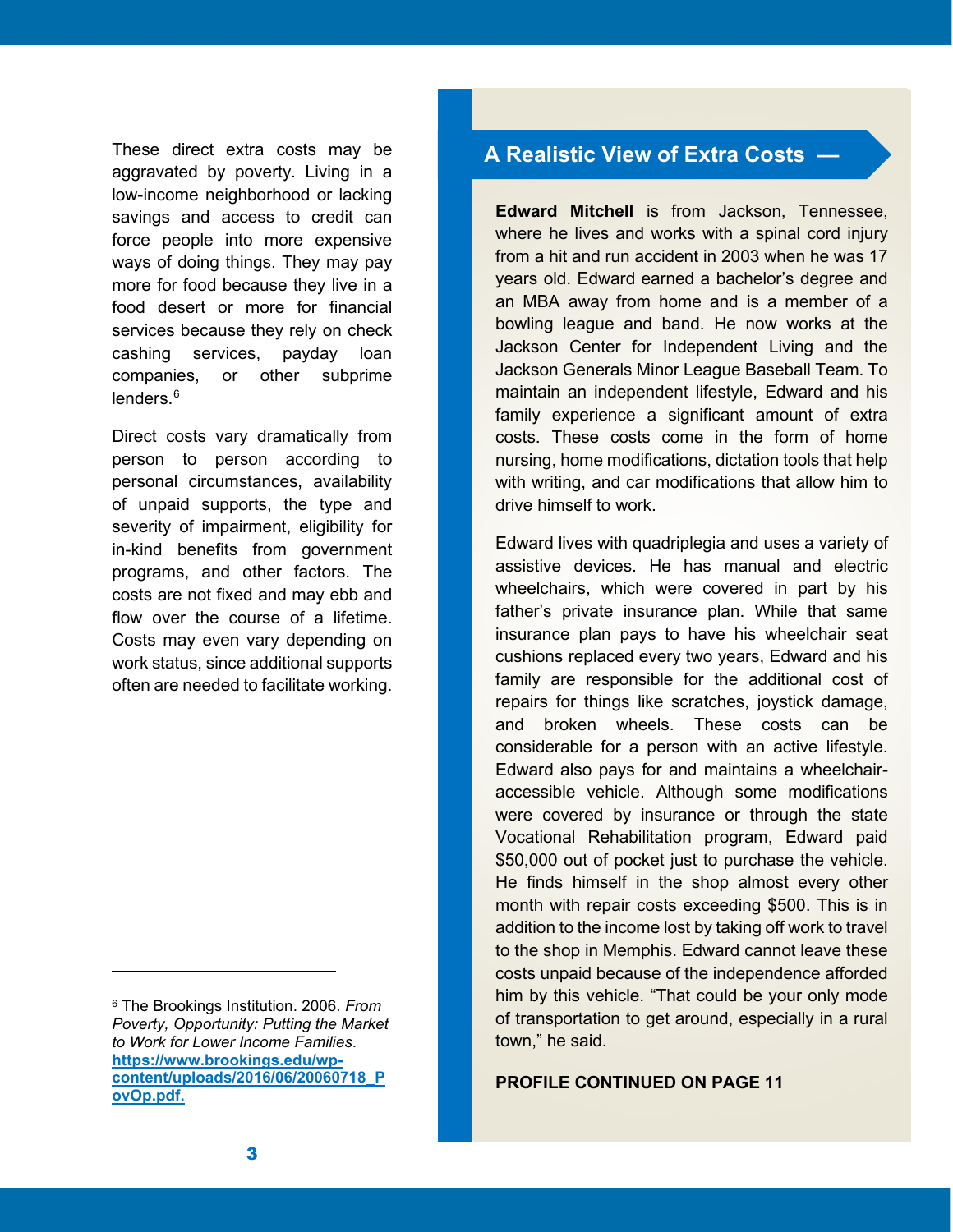These direct extra costs may be aggravated by poverty. Living in a low-income neighborhood or lacking savings and access to credit can force people into more expensive ways of doing things. They may pay more for food because they live in a food desert or more for financial services because they rely on check cashing services, payday loan companies, or other subprime lenders.[6]

Direct costs vary dramatically from person to person according to personal circumstances, availability of unpaid supports, the type and severity of impairment, eligibility for in-kind benefits from government programs, and other factors. The costs are not fixed and may ebb and flow over the course of a lifetime. Costs may even vary depending on work status, since additional supports often are needed to facilitate working.

## A Realistic View of Extra Costs —

**Edward Mitchell** is from Jackson, Tennessee, where he lives and works with a spinal cord injury from a hit and run accident in 2003 when he was 17 years old. Edward earned a bachelor's degree and an MBA away from home and is a member of a bowling league and band. He now works at the Jackson Center for Independent Living and the Jackson Generals Minor League Baseball Team. To maintain an independent lifestyle, Edward and his family experience a significant amount of extra costs. These costs come in the form of home nursing, home modifications, dictation tools that help with writing, and car modifications that allow him to drive himself to work.

Edward lives with quadriplegia and uses a variety of assistive devices. He has manual and electric wheelchairs, which were covered in part by his father's private insurance plan. While that same insurance plan pays to have his wheelchair seat cushions replaced every two years, Edward and his family are responsible for the additional cost of repairs for things like scratches, joystick damage, and broken wheels. These costs can be considerable for a person with an active lifestyle. Edward also pays for and maintains a wheelchair-accessible vehicle. Although some modifications were covered by insurance or through the state Vocational Rehabilitation program, Edward paid $50,000 out of pocket just to purchase the vehicle. He finds himself in the shop almost every other month with repair costs exceeding $500. This is in addition to the income lost by taking off work to travel to the shop in Memphis. Edward cannot leave these costs unpaid because of the independence afforded him by this vehicle. "That could be your only mode of transportation to get around, especially in a rural town," he said.

**PROFILE CONTINUED ON PAGE 11**

---

[6] The Brookings Institution. 2006. *From Poverty, Opportunity: Putting the Market to Work for Lower Income Families*. [https://www.brookings.edu/wp-content/uploads/2016/06/20060718_PovOp.pdf.](https://www.brookings.edu/wp-content/uploads/2016/06/20060718_PovOp.pdf)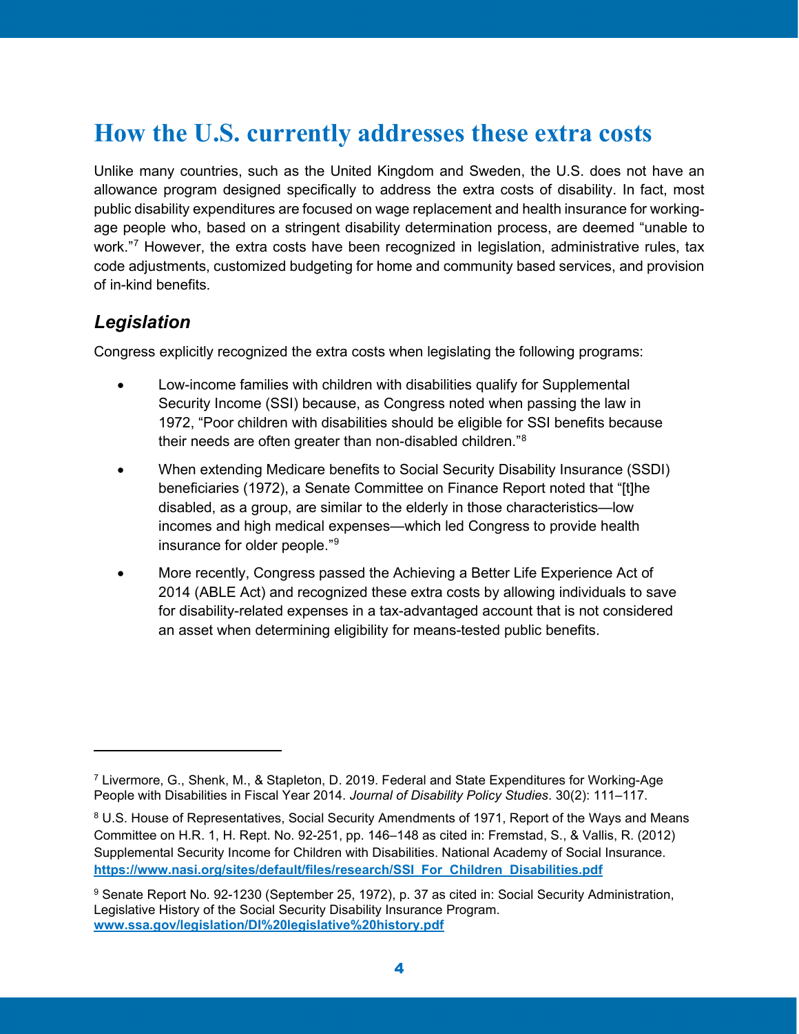# How the U.S. currently addresses these extra costs

Unlike many countries, such as the United Kingdom and Sweden, the U.S. does not have an allowance program designed specifically to address the extra costs of disability. In fact, most public disability expenditures are focused on wage replacement and health insurance for working-age people who, based on a stringent disability determination process, are deemed "unable to work."[7] However, the extra costs have been recognized in legislation, administrative rules, tax code adjustments, customized budgeting for home and community based services, and provision of in-kind benefits.

## *Legislation*

Congress explicitly recognized the extra costs when legislating the following programs:

- Low-income families with children with disabilities qualify for Supplemental Security Income (SSI) because, as Congress noted when passing the law in 1972, "Poor children with disabilities should be eligible for SSI benefits because their needs are often greater than non-disabled children."[8]
- When extending Medicare benefits to Social Security Disability Insurance (SSDI) beneficiaries (1972), a Senate Committee on Finance Report noted that "[t]he disabled, as a group, are similar to the elderly in those characteristics—low incomes and high medical expenses—which led Congress to provide health insurance for older people."[9]
- More recently, Congress passed the Achieving a Better Life Experience Act of 2014 (ABLE Act) and recognized these extra costs by allowing individuals to save for disability-related expenses in a tax-advantaged account that is not considered an asset when determining eligibility for means-tested public benefits.

---

[7] Livermore, G., Shenk, M., & Stapleton, D. 2019. Federal and State Expenditures for Working-Age People with Disabilities in Fiscal Year 2014. *Journal of Disability Policy Studies*. 30(2): 111–117.

[8] U.S. House of Representatives, Social Security Amendments of 1971, Report of the Ways and Means Committee on H.R. 1, H. Rept. No. 92-251, pp. 146–148 as cited in: Fremstad, S., & Vallis, R. (2012) Supplemental Security Income for Children with Disabilities. National Academy of Social Insurance. **https://www.nasi.org/sites/default/files/research/SSI_For_Children_Disabilities.pdf**

[9] Senate Report No. 92-1230 (September 25, 1972), p. 37 as cited in: Social Security Administration, Legislative History of the Social Security Disability Insurance Program. **www.ssa.gov/legislation/DI%20legislative%20history.pdf**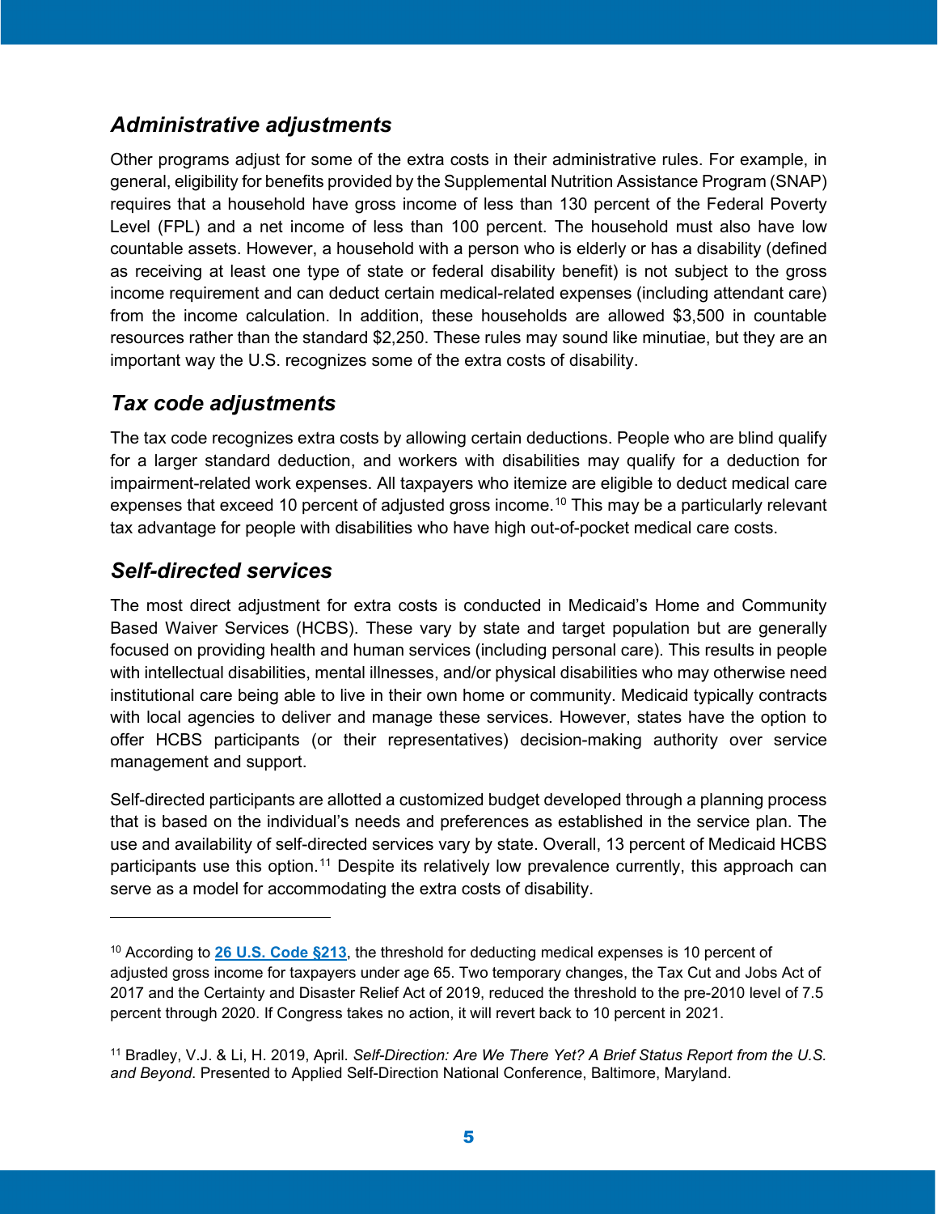### *Administrative adjustments*

Other programs adjust for some of the extra costs in their administrative rules. For example, in general, eligibility for benefits provided by the Supplemental Nutrition Assistance Program (SNAP) requires that a household have gross income of less than 130 percent of the Federal Poverty Level (FPL) and a net income of less than 100 percent. The household must also have low countable assets. However, a household with a person who is elderly or has a disability (defined as receiving at least one type of state or federal disability benefit) is not subject to the gross income requirement and can deduct certain medical-related expenses (including attendant care) from the income calculation. In addition, these households are allowed $3,500 in countable resources rather than the standard $2,250. These rules may sound like minutiae, but they are an important way the U.S. recognizes some of the extra costs of disability.

### *Tax code adjustments*

The tax code recognizes extra costs by allowing certain deductions. People who are blind qualify for a larger standard deduction, and workers with disabilities may qualify for a deduction for impairment-related work expenses. All taxpayers who itemize are eligible to deduct medical care expenses that exceed 10 percent of adjusted gross income.[10] This may be a particularly relevant tax advantage for people with disabilities who have high out-of-pocket medical care costs.

### *Self-directed services*

The most direct adjustment for extra costs is conducted in Medicaid's Home and Community Based Waiver Services (HCBS). These vary by state and target population but are generally focused on providing health and human services (including personal care). This results in people with intellectual disabilities, mental illnesses, and/or physical disabilities who may otherwise need institutional care being able to live in their own home or community. Medicaid typically contracts with local agencies to deliver and manage these services. However, states have the option to offer HCBS participants (or their representatives) decision-making authority over service management and support.

Self-directed participants are allotted a customized budget developed through a planning process that is based on the individual's needs and preferences as established in the service plan. The use and availability of self-directed services vary by state. Overall, 13 percent of Medicaid HCBS participants use this option.[11] Despite its relatively low prevalence currently, this approach can serve as a model for accommodating the extra costs of disability.

---

[10] According to **26 U.S. Code §213**, the threshold for deducting medical expenses is 10 percent of adjusted gross income for taxpayers under age 65. Two temporary changes, the Tax Cut and Jobs Act of 2017 and the Certainty and Disaster Relief Act of 2019, reduced the threshold to the pre-2010 level of 7.5 percent through 2020. If Congress takes no action, it will revert back to 10 percent in 2021.

[11] Bradley, V.J. & Li, H. 2019, April. *Self-Direction: Are We There Yet? A Brief Status Report from the U.S. and Beyond.* Presented to Applied Self-Direction National Conference, Baltimore, Maryland.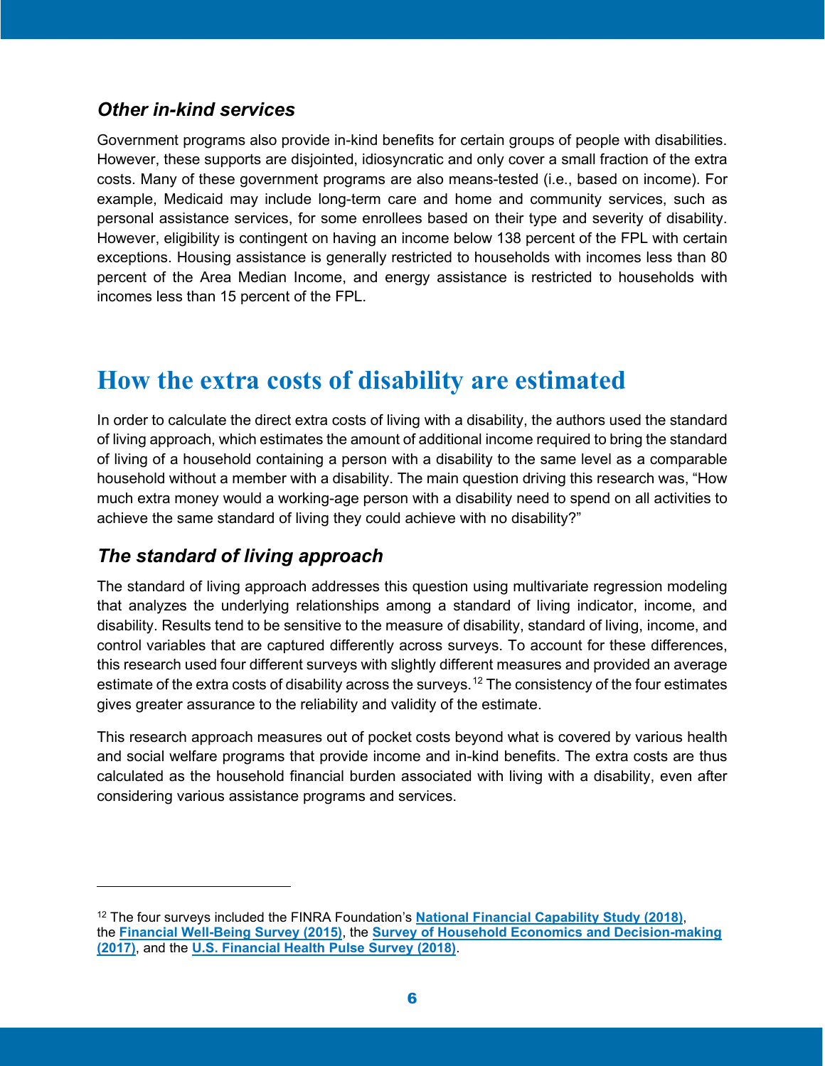### *Other in-kind services*

Government programs also provide in-kind benefits for certain groups of people with disabilities. However, these supports are disjointed, idiosyncratic and only cover a small fraction of the extra costs. Many of these government programs are also means-tested (i.e., based on income). For example, Medicaid may include long-term care and home and community services, such as personal assistance services, for some enrollees based on their type and severity of disability. However, eligibility is contingent on having an income below 138 percent of the FPL with certain exceptions. Housing assistance is generally restricted to households with incomes less than 80 percent of the Area Median Income, and energy assistance is restricted to households with incomes less than 15 percent of the FPL.

## How the extra costs of disability are estimated

In order to calculate the direct extra costs of living with a disability, the authors used the standard of living approach, which estimates the amount of additional income required to bring the standard of living of a household containing a person with a disability to the same level as a comparable household without a member with a disability. The main question driving this research was, "How much extra money would a working-age person with a disability need to spend on all activities to achieve the same standard of living they could achieve with no disability?"

### *The standard of living approach*

The standard of living approach addresses this question using multivariate regression modeling that analyzes the underlying relationships among a standard of living indicator, income, and disability. Results tend to be sensitive to the measure of disability, standard of living, income, and control variables that are captured differently across surveys. To account for these differences, this research used four different surveys with slightly different measures and provided an average estimate of the extra costs of disability across the surveys.[12] The consistency of the four estimates gives greater assurance to the reliability and validity of the estimate.

This research approach measures out of pocket costs beyond what is covered by various health and social welfare programs that provide income and in-kind benefits. The extra costs are thus calculated as the household financial burden associated with living with a disability, even after considering various assistance programs and services.

---

[12] The four surveys included the FINRA Foundation's **National Financial Capability Study (2018)**, the **Financial Well-Being Survey (2015)**, the **Survey of Household Economics and Decision-making (2017)**, and the **U.S. Financial Health Pulse Survey (2018)**.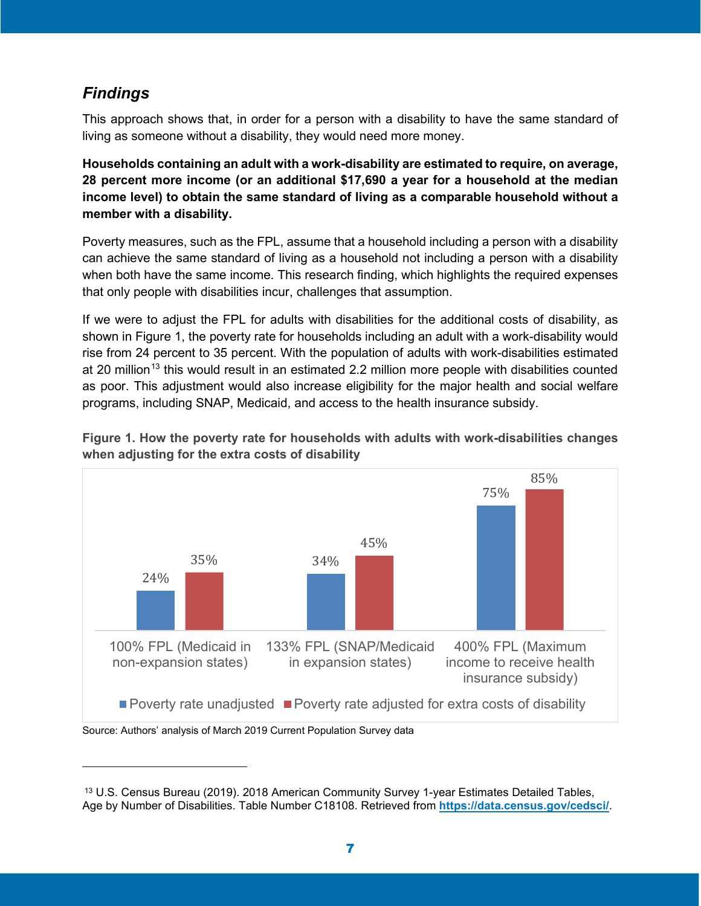## *Findings*

This approach shows that, in order for a person with a disability to have the same standard of living as someone without a disability, they would need more money.

**Households containing an adult with a work-disability are estimated to require, on average, 28 percent more income (or an additional $17,690 a year for a household at the median income level) to obtain the same standard of living as a comparable household without a member with a disability.**

Poverty measures, such as the FPL, assume that a household including a person with a disability can achieve the same standard of living as a household not including a person with a disability when both have the same income. This research finding, which highlights the required expenses that only people with disabilities incur, challenges that assumption.

If we were to adjust the FPL for adults with disabilities for the additional costs of disability, as shown in Figure 1, the poverty rate for households including an adult with a work-disability would rise from 24 percent to 35 percent. With the population of adults with work-disabilities estimated at 20 million[13] this would result in an estimated 2.2 million more people with disabilities counted as poor. This adjustment would also increase eligibility for the major health and social welfare programs, including SNAP, Medicaid, and access to the health insurance subsidy.

**Figure 1. How the poverty rate for households with adults with work-disabilities changes when adjusting for the extra costs of disability**

| | Poverty rate unadjusted | Poverty rate adjusted for extra costs of disability |
|---|---|---|
| 100% FPL (Medicaid in non-expansion states) | 24% | 35% |
| 133% FPL (SNAP/Medicaid in expansion states) | 34% | 45% |
| 400% FPL (Maximum income to receive health insurance subsidy) | 75% | 85% |

Source: Authors' analysis of March 2019 Current Population Survey data

---

[13] U.S. Census Bureau (2019). 2018 American Community Survey 1-year Estimates Detailed Tables, Age by Number of Disabilities. Table Number C18108. Retrieved from **https://data.census.gov/cedsci/**.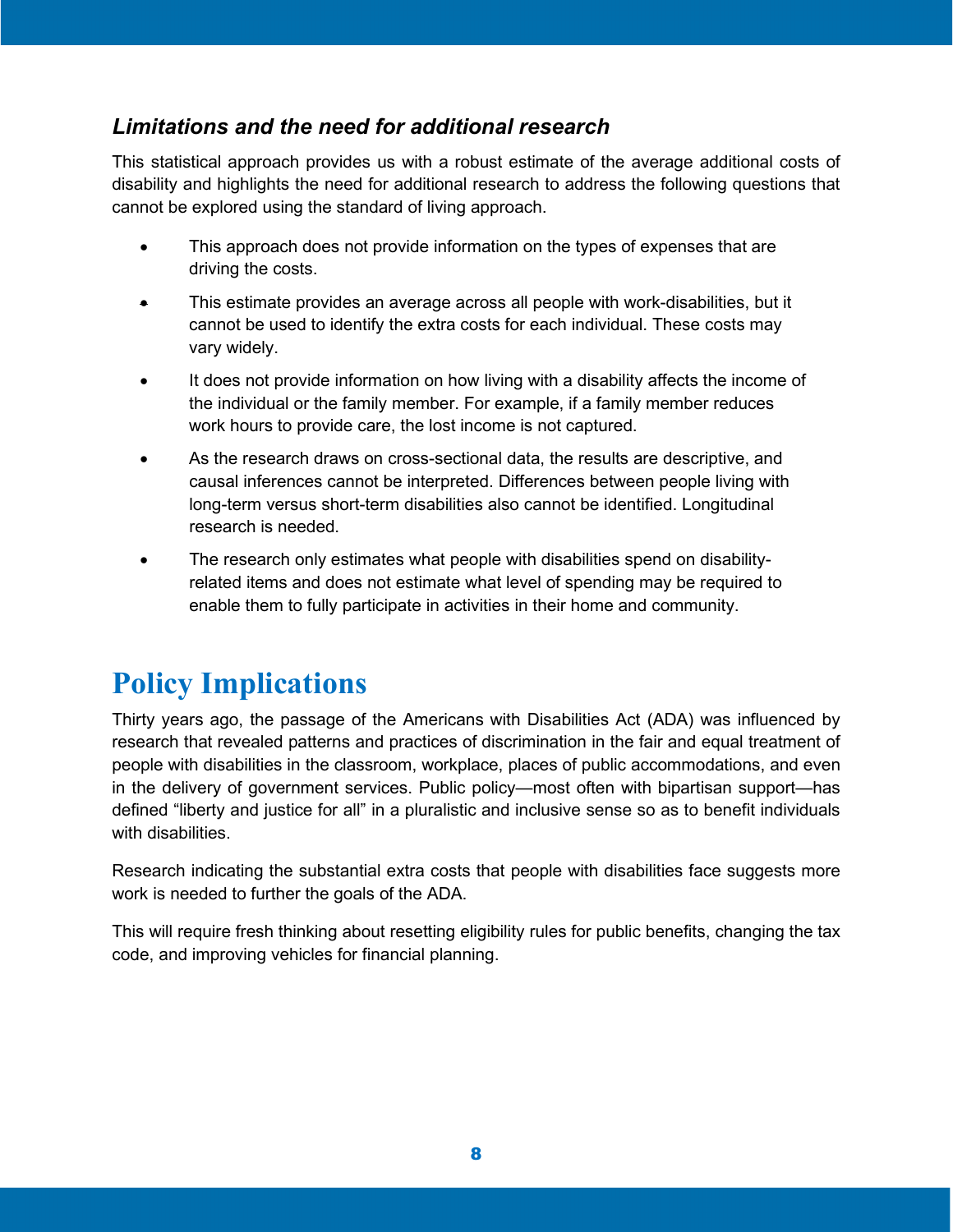### *Limitations and the need for additional research*

This statistical approach provides us with a robust estimate of the average additional costs of disability and highlights the need for additional research to address the following questions that cannot be explored using the standard of living approach.

- This approach does not provide information on the types of expenses that are driving the costs.
- This estimate provides an average across all people with work-disabilities, but it cannot be used to identify the extra costs for each individual. These costs may vary widely.
- It does not provide information on how living with a disability affects the income of the individual or the family member. For example, if a family member reduces work hours to provide care, the lost income is not captured.
- As the research draws on cross-sectional data, the results are descriptive, and causal inferences cannot be interpreted. Differences between people living with long-term versus short-term disabilities also cannot be identified. Longitudinal research is needed.
- The research only estimates what people with disabilities spend on disability-related items and does not estimate what level of spending may be required to enable them to fully participate in activities in their home and community.

## Policy Implications

Thirty years ago, the passage of the Americans with Disabilities Act (ADA) was influenced by research that revealed patterns and practices of discrimination in the fair and equal treatment of people with disabilities in the classroom, workplace, places of public accommodations, and even in the delivery of government services. Public policy—most often with bipartisan support—has defined "liberty and justice for all" in a pluralistic and inclusive sense so as to benefit individuals with disabilities.

Research indicating the substantial extra costs that people with disabilities face suggests more work is needed to further the goals of the ADA.

This will require fresh thinking about resetting eligibility rules for public benefits, changing the tax code, and improving vehicles for financial planning.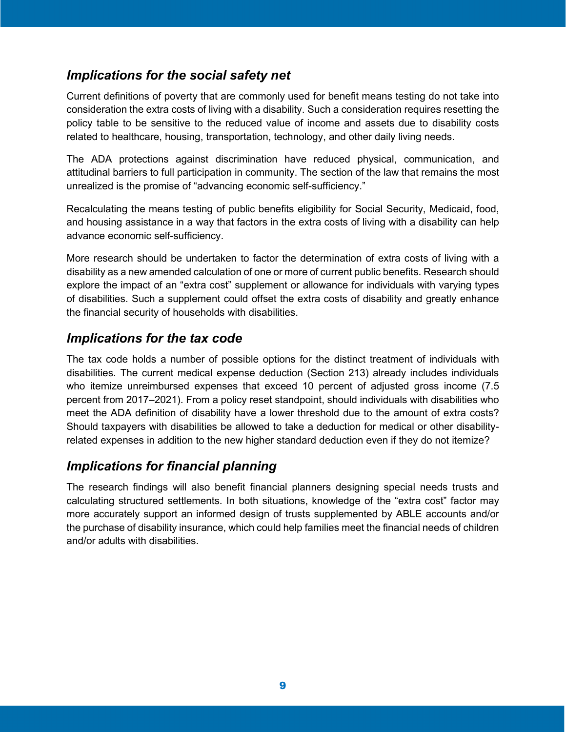## *Implications for the social safety net*

Current definitions of poverty that are commonly used for benefit means testing do not take into consideration the extra costs of living with a disability. Such a consideration requires resetting the policy table to be sensitive to the reduced value of income and assets due to disability costs related to healthcare, housing, transportation, technology, and other daily living needs.

The ADA protections against discrimination have reduced physical, communication, and attitudinal barriers to full participation in community. The section of the law that remains the most unrealized is the promise of “advancing economic self-sufficiency.”

Recalculating the means testing of public benefits eligibility for Social Security, Medicaid, food, and housing assistance in a way that factors in the extra costs of living with a disability can help advance economic self-sufficiency.

More research should be undertaken to factor the determination of extra costs of living with a disability as a new amended calculation of one or more of current public benefits. Research should explore the impact of an “extra cost” supplement or allowance for individuals with varying types of disabilities. Such a supplement could offset the extra costs of disability and greatly enhance the financial security of households with disabilities.

## *Implications for the tax code*

The tax code holds a number of possible options for the distinct treatment of individuals with disabilities. The current medical expense deduction (Section 213) already includes individuals who itemize unreimbursed expenses that exceed 10 percent of adjusted gross income (7.5 percent from 2017–2021). From a policy reset standpoint, should individuals with disabilities who meet the ADA definition of disability have a lower threshold due to the amount of extra costs? Should taxpayers with disabilities be allowed to take a deduction for medical or other disability-related expenses in addition to the new higher standard deduction even if they do not itemize?

## *Implications for financial planning*

The research findings will also benefit financial planners designing special needs trusts and calculating structured settlements. In both situations, knowledge of the “extra cost” factor may more accurately support an informed design of trusts supplemented by ABLE accounts and/or the purchase of disability insurance, which could help families meet the financial needs of children and/or adults with disabilities.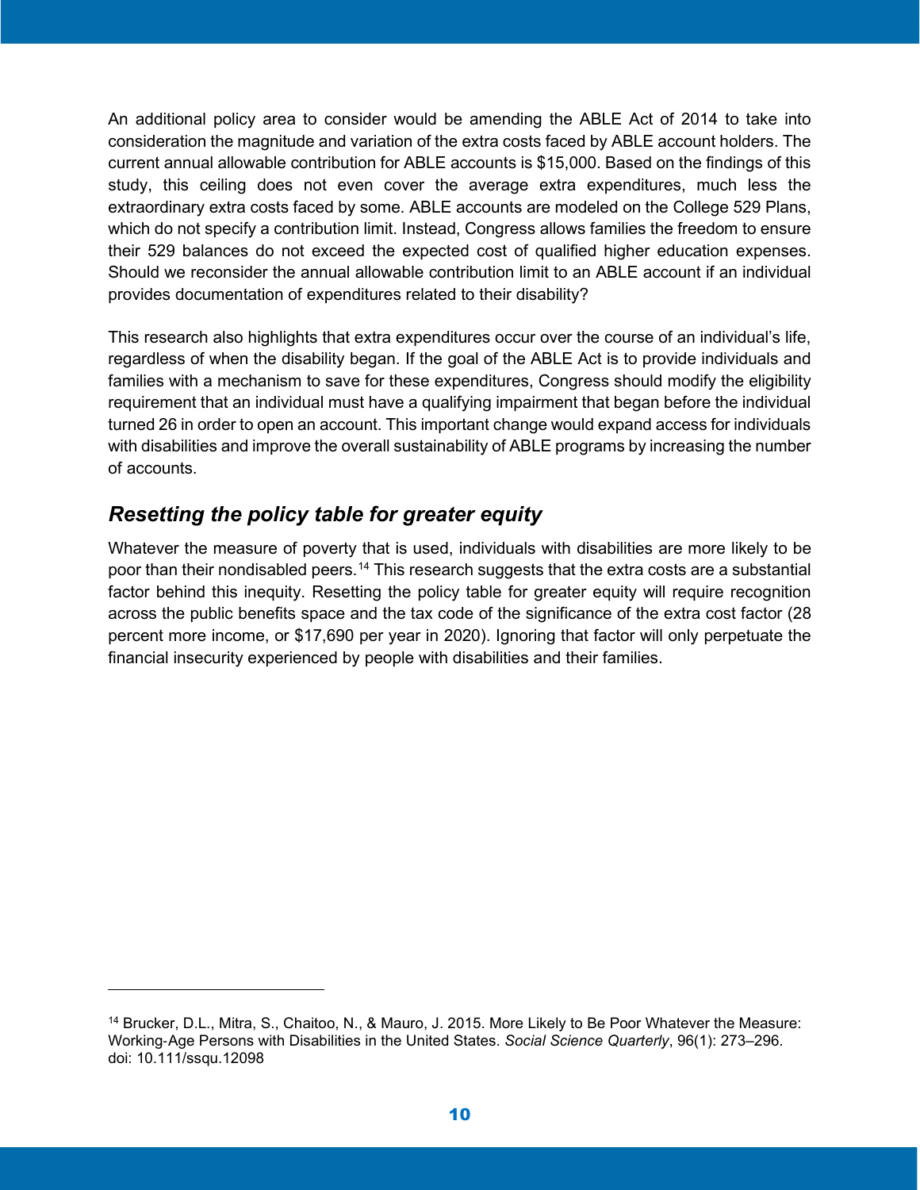An additional policy area to consider would be amending the ABLE Act of 2014 to take into consideration the magnitude and variation of the extra costs faced by ABLE account holders. The current annual allowable contribution for ABLE accounts is $15,000. Based on the findings of this study, this ceiling does not even cover the average extra expenditures, much less the extraordinary extra costs faced by some. ABLE accounts are modeled on the College 529 Plans, which do not specify a contribution limit. Instead, Congress allows families the freedom to ensure their 529 balances do not exceed the expected cost of qualified higher education expenses. Should we reconsider the annual allowable contribution limit to an ABLE account if an individual provides documentation of expenditures related to their disability?

This research also highlights that extra expenditures occur over the course of an individual's life, regardless of when the disability began. If the goal of the ABLE Act is to provide individuals and families with a mechanism to save for these expenditures, Congress should modify the eligibility requirement that an individual must have a qualifying impairment that began before the individual turned 26 in order to open an account. This important change would expand access for individuals with disabilities and improve the overall sustainability of ABLE programs by increasing the number of accounts.

## *Resetting the policy table for greater equity*

Whatever the measure of poverty that is used, individuals with disabilities are more likely to be poor than their nondisabled peers.[14] This research suggests that the extra costs are a substantial factor behind this inequity. Resetting the policy table for greater equity will require recognition across the public benefits space and the tax code of the significance of the extra cost factor (28 percent more income, or $17,690 per year in 2020). Ignoring that factor will only perpetuate the financial insecurity experienced by people with disabilities and their families.

---

[14] Brucker, D.L., Mitra, S., Chaitoo, N., & Mauro, J. 2015. More Likely to Be Poor Whatever the Measure: Working-Age Persons with Disabilities in the United States. *Social Science Quarterly*, 96(1): 273–296. doi: 10.111/ssqu.12098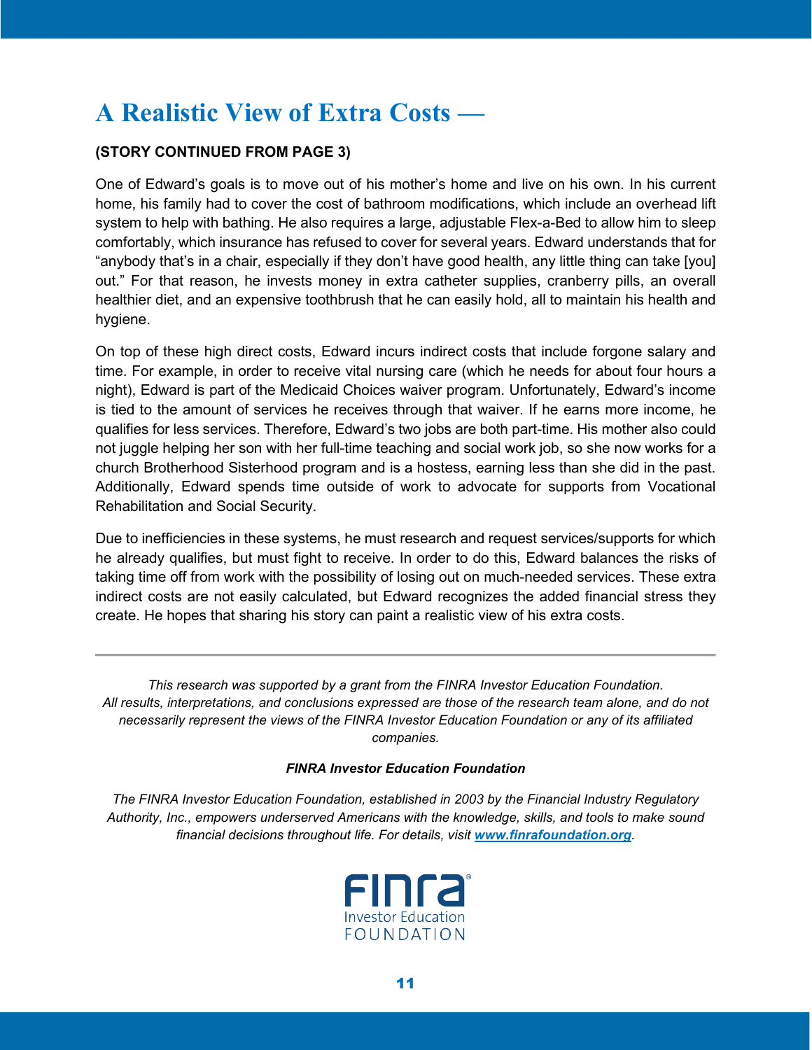# A Realistic View of Extra Costs —

**(STORY CONTINUED FROM PAGE 3)**

One of Edward's goals is to move out of his mother's home and live on his own. In his current home, his family had to cover the cost of bathroom modifications, which include an overhead lift system to help with bathing. He also requires a large, adjustable Flex-a-Bed to allow him to sleep comfortably, which insurance has refused to cover for several years. Edward understands that for "anybody that's in a chair, especially if they don't have good health, any little thing can take [you] out." For that reason, he invests money in extra catheter supplies, cranberry pills, an overall healthier diet, and an expensive toothbrush that he can easily hold, all to maintain his health and hygiene.

On top of these high direct costs, Edward incurs indirect costs that include forgone salary and time. For example, in order to receive vital nursing care (which he needs for about four hours a night), Edward is part of the Medicaid Choices waiver program. Unfortunately, Edward's income is tied to the amount of services he receives through that waiver. If he earns more income, he qualifies for less services. Therefore, Edward's two jobs are both part-time. His mother also could not juggle helping her son with her full-time teaching and social work job, so she now works for a church Brotherhood Sisterhood program and is a hostess, earning less than she did in the past. Additionally, Edward spends time outside of work to advocate for supports from Vocational Rehabilitation and Social Security.

Due to inefficiencies in these systems, he must research and request services/supports for which he already qualifies, but must fight to receive. In order to do this, Edward balances the risks of taking time off from work with the possibility of losing out on much-needed services. These extra indirect costs are not easily calculated, but Edward recognizes the added financial stress they create. He hopes that sharing his story can paint a realistic view of his extra costs.

---

*This research was supported by a grant from the FINRA Investor Education Foundation. All results, interpretations, and conclusions expressed are those of the research team alone, and do not necessarily represent the views of the FINRA Investor Education Foundation or any of its affiliated companies.*

***FINRA Investor Education Foundation***

*The FINRA Investor Education Foundation, established in 2003 by the Financial Industry Regulatory Authority, Inc., empowers underserved Americans with the knowledge, skills, and tools to make sound financial decisions throughout life. For details, visit* ***[www.finrafoundation.org](http://www.finrafoundation.org)****.*

FINRA® Investor Education FOUNDATION